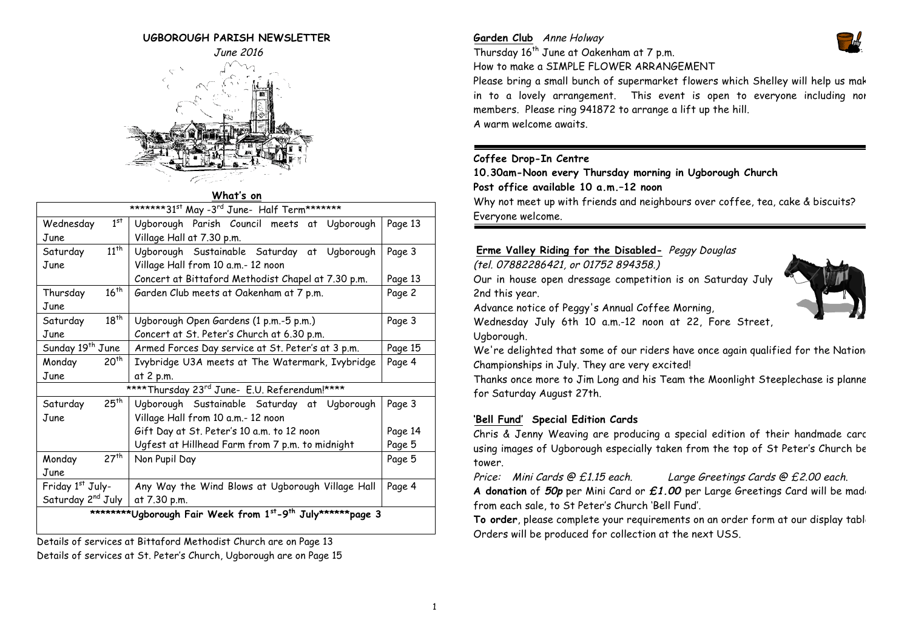# UGBOROUGH PARISH NEWSLETTER

*June 2016*

## What's on

| *******31st May -3rd June- Half Term******* | | |
|---|---|---|
| Wednesday 1st June | Ugborough Parish Council meets at Ugborough Village Hall at 7.30 p.m. | Page 13 |
| Saturday 11th June | Ugborough Sustainable Saturday at Ugborough Village Hall from 10 a.m.- 12 noon | Page 3 |
| | Concert at Bittaford Methodist Chapel at 7.30 p.m. | Page 13 |
| Thursday 16th June | Garden Club meets at Oakenham at 7 p.m. | Page 2 |
| Saturday 18th June | Ugborough Open Gardens (1 p.m.-5 p.m.) | Page 3 |
| | Concert at St. Peter's Church at 6.30 p.m. | |
| Sunday 19th June | Armed Forces Day service at St. Peter's at 3 p.m. | Page 15 |
| Monday 20th June | Ivybridge U3A meets at The Watermark, Ivybridge at 2 p.m. | Page 4 |
| ****Thursday 23rd June- E.U. Referendum!**** | | |
| Saturday 25th June | Ugborough Sustainable Saturday at Ugborough Village Hall from 10 a.m.- 12 noon | Page 3 |
| | Gift Day at St. Peter's 10 a.m. to 12 noon | Page 14 |
| | Ugfest at Hillhead Farm from 7 p.m. to midnight | Page 5 |
| Monday 27th June | Non Pupil Day | Page 5 |
| Friday 1st July-Saturday 2nd July | Any Way the Wind Blows at Ugborough Village Hall at 7.30 p.m. | Page 4 |
| ********Ugborough Fair Week from 1st-9th July******page 3 | | |

Details of services at Bittaford Methodist Church are on Page 13

Details of services at St. Peter's Church, Ugborough are on Page 15

## Garden Club *Anne Holway*

Thursday 16th June at Oakenham at 7 p.m.

How to make a SIMPLE FLOWER ARRANGEMENT

Please bring a small bunch of supermarket flowers which Shelley will help us mak in to a lovely arrangement. This event is open to everyone including nor members. Please ring 941872 to arrange a lift up the hill.

A warm welcome awaits.

## Coffee Drop-In Centre

**10.30am-Noon every Thursday morning in Ugborough Church**

**Post office available 10 a.m.–12 noon**

Why not meet up with friends and neighbours over coffee, tea, cake & biscuits? Everyone welcome.

## Erme Valley Riding for the Disabled- *Peggy Douglas*

*(tel. 07882286421, or 01752 894358.)*

Our in house open dressage competition is on Saturday July 2nd this year.

Advance notice of Peggy's Annual Coffee Morning, Wednesday July 6th 10 a.m.-12 noon at 22, Fore Street, Ugborough.

We're delighted that some of our riders have once again qualified for the Nation Championships in July. They are very excited!

Thanks once more to Jim Long and his Team the Moonlight Steeplechase is planne for Saturday August 27th.

## 'Bell Fund' Special Edition Cards

Chris & Jenny Weaving are producing a special edition of their handmade carc using images of Ugborough especially taken from the top of St Peter's Church be tower.

*Price: Mini Cards @ £1.15 each. Large Greetings Cards @ £2.00 each.*

**A donation** of ***50p*** per Mini Card or ***£1.00*** per Large Greetings Card will be mad from each sale, to St Peter's Church 'Bell Fund'.

**To order**, please complete your requirements on an order form at our display tabl Orders will be produced for collection at the next USS.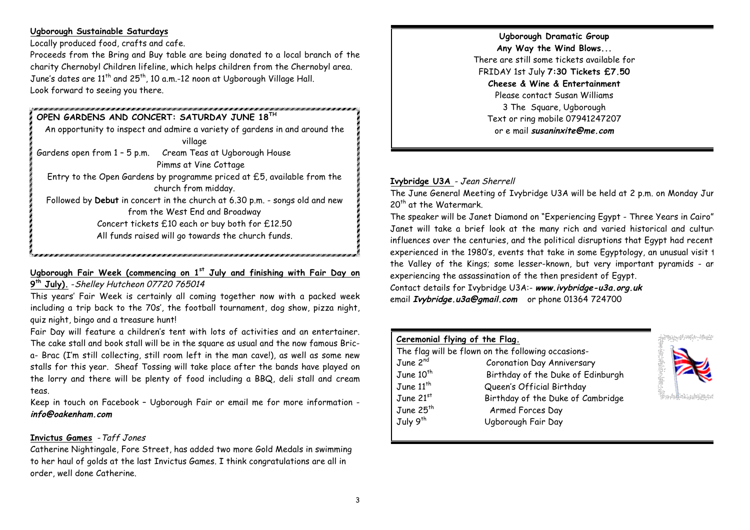**Ugborough Sustainable Saturdays**

Locally produced food, crafts and cafe.

Proceeds from the Bring and Buy table are being donated to a local branch of the charity Chernobyl Children lifeline, which helps children from the Chernobyl area. June's dates are 11th and 25th, 10 a.m.-12 noon at Ugborough Village Hall.

Look forward to seeing you there.

**OPEN GARDENS AND CONCERT: SATURDAY JUNE 18TH**

An opportunity to inspect and admire a variety of gardens in and around the village

Gardens open from 1 – 5 p.m. Cream Teas at Ugborough House

Pimms at Vine Cottage

Entry to the Open Gardens by programme priced at £5, available from the church from midday.

Followed by **Debut** in concert in the church at 6.30 p.m. - songs old and new from the West End and Broadway

Concert tickets £10 each or buy both for £12.50

All funds raised will go towards the church funds.

**Ugborough Fair Week (commencing on 1st July and finishing with Fair Day on 9th July).** *-Shelley Hutcheon 07720 765014*

This years' Fair Week is certainly all coming together now with a packed week including a trip back to the 70s', the football tournament, dog show, pizza night, quiz night, bingo and a treasure hunt!

Fair Day will feature a children's tent with lots of activities and an entertainer. The cake stall and book stall will be in the square as usual and the now famous Bric-a- Brac (I'm still collecting, still room left in the man cave!), as well as some new stalls for this year. Sheaf Tossing will take place after the bands have played on the lorry and there will be plenty of food including a BBQ, deli stall and cream teas.

Keep in touch on Facebook – Ugborough Fair or email me for more information - ***info@oakenham.com***

**Invictus Games** *-Taff Jones*

Catherine Nightingale, Fore Street, has added two more Gold Medals in swimming to her haul of golds at the last Invictus Games. I think congratulations are all in order, well done Catherine.

**Ugborough Dramatic Group**

**Any Way the Wind Blows...**

There are still some tickets available for

FRIDAY 1st July **7:30 Tickets £7.50**

**Cheese & Wine & Entertainment**

Please contact Susan Williams

3 The Square, Ugborough

Text or ring mobile 07941247207

or e mail ***susaninxite@me.com***

**Ivybridge U3A** *- Jean Sherrell*

The June General Meeting of Ivybridge U3A will be held at 2 p.m. on Monday June 20th at the Watermark.

The speaker will be Janet Diamond on "Experiencing Egypt - Three Years in Cairo". Janet will take a brief look at the many rich and varied historical and cultural influences over the centuries, and the political disruptions that Egypt had recently experienced in the 1980's, events that take in some Egyptology, an unusual visit to the Valley of the Kings; some lesser-known, but very important pyramids - and experiencing the assassination of the then president of Egypt.

Contact details for Ivybridge U3A:- ***www.ivybridge-u3a.org.uk***

email ***Ivybridge.u3a@gmail.com*** or phone 01364 724700

**Ceremonial flying of the Flag.**

The flag will be flown on the following occasions-

| | |
|---|---|
| June 2nd | Coronation Day Anniversary |
| June 10th | Birthday of the Duke of Edinburgh |
| June 11th | Queen's Official Birthday |
| June 21st | Birthday of the Duke of Cambridge |
| June 25th | Armed Forces Day |
| July 9th | Ugborough Fair Day |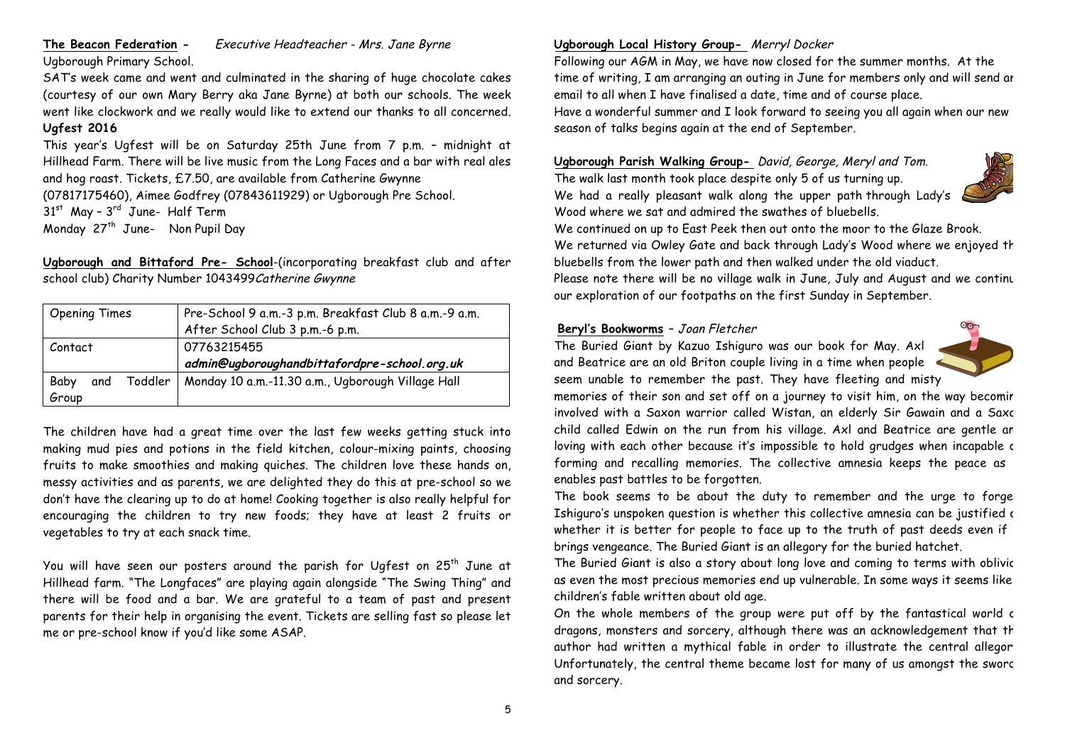**The Beacon Federation -** *Executive Headteacher - Mrs. Jane Byrne*

Ugborough Primary School.

SAT's week came and went and culminated in the sharing of huge chocolate cakes (courtesy of our own Mary Berry aka Jane Byrne) at both our schools. The week went like clockwork and we really would like to extend our thanks to all concerned.

**Ugfest 2016**

This year's Ugfest will be on Saturday 25th June from 7 p.m. – midnight at Hillhead Farm. There will be live music from the Long Faces and a bar with real ales and hog roast. Tickets, £7.50, are available from Catherine Gwynne (07817175460), Aimee Godfrey (07843611929) or Ugborough Pre School.

31st May – 3rd June- Half Term

Monday 27th June- Non Pupil Day

**Ugborough and Bittaford Pre- School**-(incorporating breakfast club and after school club) Charity Number 1043499*Catherine Gwynne*

| Opening Times | Pre-School 9 a.m.-3 p.m. Breakfast Club 8 a.m.-9 a.m. After School Club 3 p.m.-6 p.m. |
|---|---|
| Contact | 07763215455 ***admin@ugboroughandbittafordpre-school.org.uk*** |
| Baby and Toddler Group | Monday 10 a.m.-11.30 a.m., Ugborough Village Hall |

The children have had a great time over the last few weeks getting stuck into making mud pies and potions in the field kitchen, colour-mixing paints, choosing fruits to make smoothies and making quiches. The children love these hands on, messy activities and as parents, we are delighted they do this at pre-school so we don't have the clearing up to do at home! Cooking together is also really helpful for encouraging the children to try new foods; they have at least 2 fruits or vegetables to try at each snack time.

You will have seen our posters around the parish for Ugfest on 25th June at Hillhead farm. "The Longfaces" are playing again alongside "The Swing Thing" and there will be food and a bar. We are grateful to a team of past and present parents for their help in organising the event. Tickets are selling fast so please let me or pre-school know if you'd like some ASAP.

**Ugborough Local History Group-** *Merryl Docker*

Following our AGM in May, we have now closed for the summer months. At the time of writing, I am arranging an outing in June for members only and will send an email to all when I have finalised a date, time and of course place.

Have a wonderful summer and I look forward to seeing you all again when our new season of talks begins again at the end of September.

**Ugborough Parish Walking Group-** *David, George, Meryl and Tom.*

The walk last month took place despite only 5 of us turning up.

We had a really pleasant walk along the upper path through Lady's Wood where we sat and admired the swathes of bluebells.

We continued on up to East Peek then out onto the moor to the Glaze Brook.

We returned via Owley Gate and back through Lady's Wood where we enjoyed the bluebells from the lower path and then walked under the old viaduct.

Please note there will be no village walk in June, July and August and we continue our exploration of our footpaths on the first Sunday in September.

**Beryl's Bookworms** – *Joan Fletcher*

The Buried Giant by Kazuo Ishiguro was our book for May. Axl and Beatrice are an old Briton couple living in a time when people seem unable to remember the past. They have fleeting and misty memories of their son and set off on a journey to visit him, on the way becoming involved with a Saxon warrior called Wistan, an elderly Sir Gawain and a Saxon child called Edwin on the run from his village. Axl and Beatrice are gentle and loving with each other because it's impossible to hold grudges when incapable of forming and recalling memories. The collective amnesia keeps the peace as it enables past battles to be forgotten.

The book seems to be about the duty to remember and the urge to forget. Ishiguro's unspoken question is whether this collective amnesia can be justified or whether it is better for people to face up to the truth of past deeds even if it brings vengeance. The Buried Giant is an allegory for the buried hatchet.

The Buried Giant is also a story about long love and coming to terms with oblivion as even the most precious memories end up vulnerable. In some ways it seems like a children's fable written about old age.

On the whole members of the group were put off by the fantastical world of dragons, monsters and sorcery, although there was an acknowledgement that the author had written a mythical fable in order to illustrate the central allegory. Unfortunately, the central theme became lost for many of us amongst the sword and sorcery.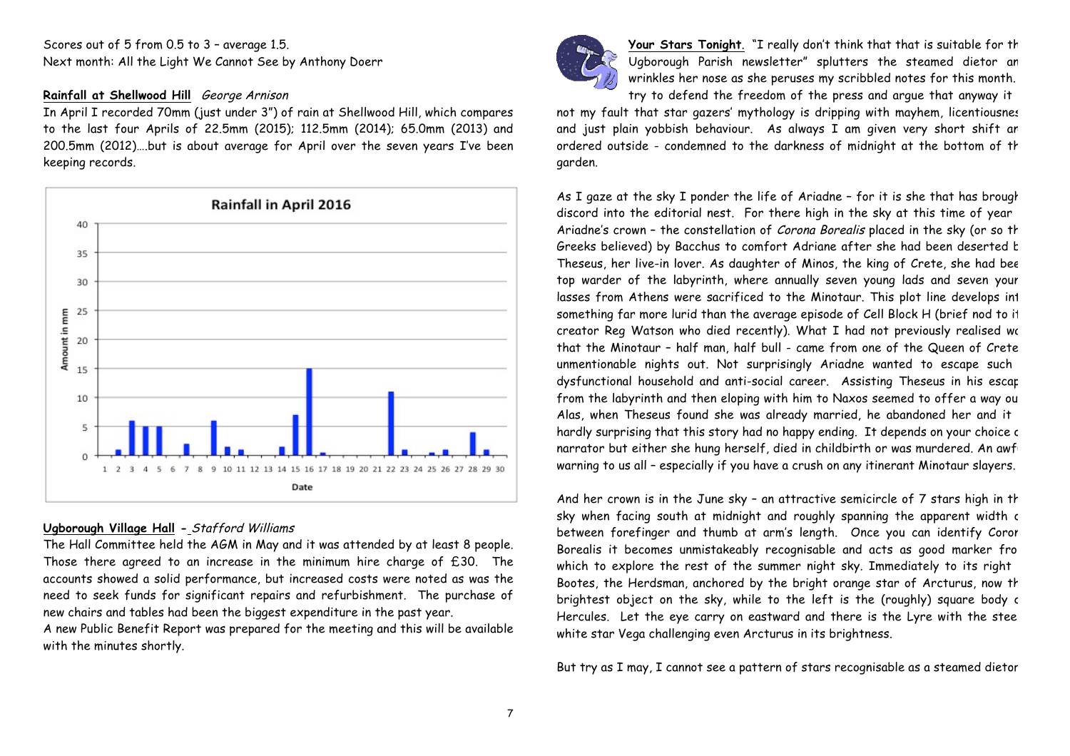Scores out of 5 from 0.5 to 3 – average 1.5.
Next month: All the Light We Cannot See by Anthony Doerr

**Rainfall at Shellwood Hill** *George Arnison*

In April I recorded 70mm (just under 3") of rain at Shellwood Hill, which compares to the last four Aprils of 22.5mm (2015); 112.5mm (2014); 65.0mm (2013) and 200.5mm (2012)….but is about average for April over the seven years I've been keeping records.

**Ugborough Village Hall** - *Stafford Williams*

The Hall Committee held the AGM in May and it was attended by at least 8 people. Those there agreed to an increase in the minimum hire charge of £30. The accounts showed a solid performance, but increased costs were noted as was the need to seek funds for significant repairs and refurbishment. The purchase of new chairs and tables had been the biggest expenditure in the past year.

A new Public Benefit Report was prepared for the meeting and this will be available with the minutes shortly.

**Your Stars Tonight**. "I really don't think that that is suitable for th Ugborough Parish newsletter" splutters the steamed dietor an wrinkles her nose as she peruses my scribbled notes for this month. try to defend the freedom of the press and argue that anyway it not my fault that star gazers' mythology is dripping with mayhem, licentiousnes and just plain yobbish behaviour. As always I am given very short shift ar ordered outside - condemned to the darkness of midnight at the bottom of th garden.

As I gaze at the sky I ponder the life of Ariadne – for it is she that has brough discord into the editorial nest. For there high in the sky at this time of year Ariadne's crown – the constellation of *Corona Borealis* placed in the sky (or so th Greeks believed) by Bacchus to comfort Adriane after she had been deserted b Theseus, her live-in lover. As daughter of Minos, the king of Crete, she had bee top warder of the labyrinth, where annually seven young lads and seven youn lasses from Athens were sacrificed to the Minotaur. This plot line develops int something far more lurid than the average episode of Cell Block H (brief nod to it creator Reg Watson who died recently). What I had not previously realised wa that the Minotaur – half man, half bull - came from one of the Queen of Crete unmentionable nights out. Not surprisingly Ariadne wanted to escape such dysfunctional household and anti-social career. Assisting Theseus in his escap from the labyrinth and then eloping with him to Naxos seemed to offer a way ou Alas, when Theseus found she was already married, he abandoned her and it hardly surprising that this story had no happy ending. It depends on your choice c narrator but either she hung herself, died in childbirth or was murdered. An awf warning to us all – especially if you have a crush on any itinerant Minotaur slayers.

And her crown is in the June sky – an attractive semicircle of 7 stars high in th sky when facing south at midnight and roughly spanning the apparent width c between forefinger and thumb at arm's length. Once you can identify Coror Borealis it becomes unmistakeably recognisable and acts as good marker fro which to explore the rest of the summer night sky. Immediately to its right Bootes, the Herdsman, anchored by the bright orange star of Arcturus, now th brightest object on the sky, while to the left is the (roughly) square body c Hercules. Let the eye carry on eastward and there is the Lyre with the stee white star Vega challenging even Arcturus in its brightness.

But try as I may, I cannot see a pattern of stars recognisable as a steamed dietor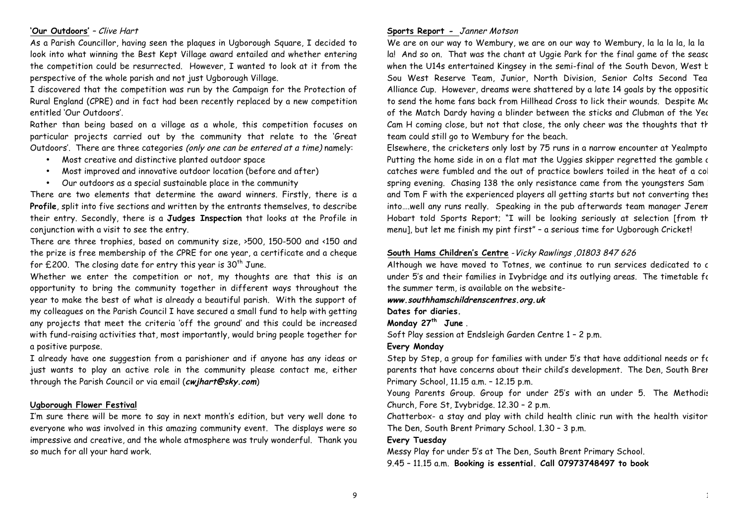**'Our Outdoors'** – *Clive Hart*

As a Parish Councillor, having seen the plaques in Ugborough Square, I decided to look into what winning the Best Kept Village award entailed and whether entering the competition could be resurrected. However, I wanted to look at it from the perspective of the whole parish and not just Ugborough Village.

I discovered that the competition was run by the Campaign for the Protection of Rural England (CPRE) and in fact had been recently replaced by a new competition entitled 'Our Outdoors'.

Rather than being based on a village as a whole, this competition focuses on particular projects carried out by the community that relate to the 'Great Outdoors'. There are three categories *(only one can be entered at a time)* namely:

- Most creative and distinctive planted outdoor space
- Most improved and innovative outdoor location (before and after)
- Our outdoors as a special sustainable place in the community

There are two elements that determine the award winners. Firstly, there is a **Profile**, split into five sections and written by the entrants themselves, to describe their entry. Secondly, there is a **Judges Inspection** that looks at the Profile in conjunction with a visit to see the entry.

There are three trophies, based on community size, >500, 150-500 and <150 and the prize is free membership of the CPRE for one year, a certificate and a cheque for £200. The closing date for entry this year is 30th June.

Whether we enter the competition or not, my thoughts are that this is an opportunity to bring the community together in different ways throughout the year to make the best of what is already a beautiful parish. With the support of my colleagues on the Parish Council I have secured a small fund to help with getting any projects that meet the criteria 'off the ground' and this could be increased with fund-raising activities that, most importantly, would bring people together for a positive purpose.

I already have one suggestion from a parishioner and if anyone has any ideas or just wants to play an active role in the community please contact me, either through the Parish Council or via email (***cwjhart@sky.com***)

**Ugborough Flower Festival**

I'm sure there will be more to say in next month's edition, but very well done to everyone who was involved in this amazing community event. The displays were so impressive and creative, and the whole atmosphere was truly wonderful. Thank you so much for all your hard work.

**Sports Report -** *Janner Motson*

We are on our way to Wembury, we are on our way to Wembury, la la la la, la la la! And so on. That was the chant at Uggie Park for the final game of the seasc when the U14s entertained Kingsey in the semi-final of the South Devon, West b Sou West Reserve Team, Junior, North Division, Senior Colts Second Tea Alliance Cup. However, dreams were shattered by a late 14 goals by the oppositic to send the home fans back from Hillhead Cross to lick their wounds. Despite Mc of the Match Dardy having a blinder between the sticks and Clubman of the Yea Cam H coming close, but not that close, the only cheer was the thoughts that th team could still go to Wembury for the beach.

Elsewhere, the cricketers only lost by 75 runs in a narrow encounter at Yealmpto Putting the home side in on a flat mat the Uggies skipper regretted the gamble c catches were fumbled and the out of practice bowlers toiled in the heat of a col spring evening. Chasing 138 the only resistance came from the youngsters Sam and Tom F with the experienced players all getting starts but not converting thes into….well any runs really. Speaking in the pub afterwards team manager Jerem Hobart told Sports Report; "I will be looking seriously at selection [from th menu], but let me finish my pint first" – a serious time for Ugborough Cricket!

**South Hams Children's Centre** *-Vicky Rawlings ,01803 847 626*

Although we have moved to Totnes, we continue to run services dedicated to c under 5's and their families in Ivybridge and its outlying areas. The timetable fc the summer term, is available on the website-

***www.southhamschildrenscentres.org.uk***

**Dates for diaries.**

**Monday 27th June** .

Soft Play session at Endsleigh Garden Centre 1 – 2 p.m.

**Every Monday**

Step by Step, a group for families with under 5's that have additional needs or fc parents that have concerns about their child's development. The Den, South Bren Primary School, 11.15 a.m. – 12.15 p.m.

Young Parents Group. Group for under 25's with an under 5. The Methodis Church, Fore St, Ivybridge. 12.30 – 2 p.m.

Chatterbox- a stay and play with child health clinic run with the health visitor The Den, South Brent Primary School. 1.30 – 3 p.m.

**Every Tuesday**

Messy Play for under 5's at The Den, South Brent Primary School.

9.45 – 11.15 a.m. **Booking is essential. Call 07973748497 to book**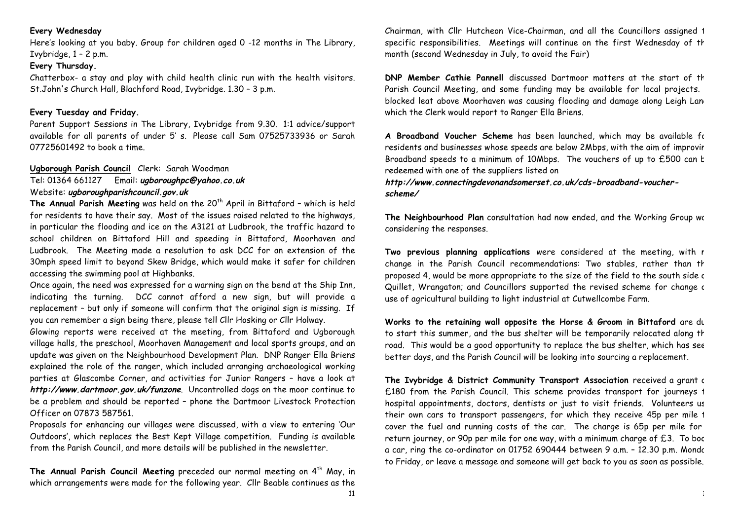**Every Wednesday**

Here's looking at you baby. Group for children aged 0 -12 months in The Library, Ivybridge, 1 – 2 p.m.

**Every Thursday.**

Chatterbox- a stay and play with child health clinic run with the health visitors. St.John's Church Hall, Blachford Road, Ivybridge. 1.30 – 3 p.m.

**Every Tuesday and Friday.**

Parent Support Sessions in The Library, Ivybridge from 9.30. 1:1 advice/support available for all parents of under 5' s. Please call Sam 07525733936 or Sarah 07725601492 to book a time.

**Ugborough Parish Council** Clerk: Sarah Woodman

Tel: 01364 661127 Email: ***ugboroughpc@yahoo.co.uk***

Website: ***ugboroughparishcouncil.gov.uk***

**The Annual Parish Meeting** was held on the 20th April in Bittaford – which is held for residents to have their say. Most of the issues raised related to the highways, in particular the flooding and ice on the A3121 at Ludbrook, the traffic hazard to school children on Bittaford Hill and speeding in Bittaford, Moorhaven and Ludbrook. The Meeting made a resolution to ask DCC for an extension of the 30mph speed limit to beyond Skew Bridge, which would make it safer for children accessing the swimming pool at Highbanks.

Once again, the need was expressed for a warning sign on the bend at the Ship Inn, indicating the turning. DCC cannot afford a new sign, but will provide a replacement – but only if someone will confirm that the original sign is missing. If you can remember a sign being there, please tell Cllr Hosking or Cllr Holway.

Glowing reports were received at the meeting, from Bittaford and Ugborough village halls, the preschool, Moorhaven Management and local sports groups, and an update was given on the Neighbourhood Development Plan. DNP Ranger Ella Briens explained the role of the ranger, which included arranging archaeological working parties at Glascombe Corner, and activities for Junior Rangers – have a look at ***http://www.dartmoor.gov.uk/funzone***. Uncontrolled dogs on the moor continue to be a problem and should be reported – phone the Dartmoor Livestock Protection Officer on 07873 587561.

Proposals for enhancing our villages were discussed, with a view to entering 'Our Outdoors', which replaces the Best Kept Village competition. Funding is available from the Parish Council, and more details will be published in the newsletter.

**The Annual Parish Council Meeting** preceded our normal meeting on 4th May, in which arrangements were made for the following year. Cllr Beable continues as the Chairman, with Cllr Hutcheon Vice-Chairman, and all the Councillors assigned t specific responsibilities. Meetings will continue on the first Wednesday of th month (second Wednesday in July, to avoid the Fair)

**DNP Member Cathie Pannell** discussed Dartmoor matters at the start of th Parish Council Meeting, and some funding may be available for local projects. blocked leat above Moorhaven was causing flooding and damage along Leigh Lan which the Clerk would report to Ranger Ella Briens.

**A Broadband Voucher Scheme** has been launched, which may be available fo residents and businesses whose speeds are below 2Mbps, with the aim of improvin Broadband speeds to a minimum of 10Mbps. The vouchers of up to £500 can b redeemed with one of the suppliers listed on

***http://www.connectingdevonandsomerset.co.uk/cds-broadband-voucher-scheme/***

**The Neighbourhood Plan** consultation had now ended, and the Working Group wo considering the responses.

**Two previous planning applications** were considered at the meeting, with r change in the Parish Council recommendations: Two stables, rather than th proposed 4, would be more appropriate to the size of the field to the south side o Quillet, Wrangaton; and Councillors supported the revised scheme for change o use of agricultural building to light industrial at Cutwellcombe Farm.

**Works to the retaining wall opposite the Horse & Groom in Bittaford** are du to start this summer, and the bus shelter will be temporarily relocated along th road. This would be a good opportunity to replace the bus shelter, which has see better days, and the Parish Council will be looking into sourcing a replacement.

**The Ivybridge & District Community Transport Association** received a grant o £180 from the Parish Council. This scheme provides transport for journeys t hospital appointments, doctors, dentists or just to visit friends. Volunteers us their own cars to transport passengers, for which they receive 45p per mile t cover the fuel and running costs of the car. The charge is 65p per mile for return journey, or 90p per mile for one way, with a minimum charge of £3. To boo a car, ring the co-ordinator on 01752 690444 between 9 a.m. – 12.30 p.m. Mond to Friday, or leave a message and someone will get back to you as soon as possible.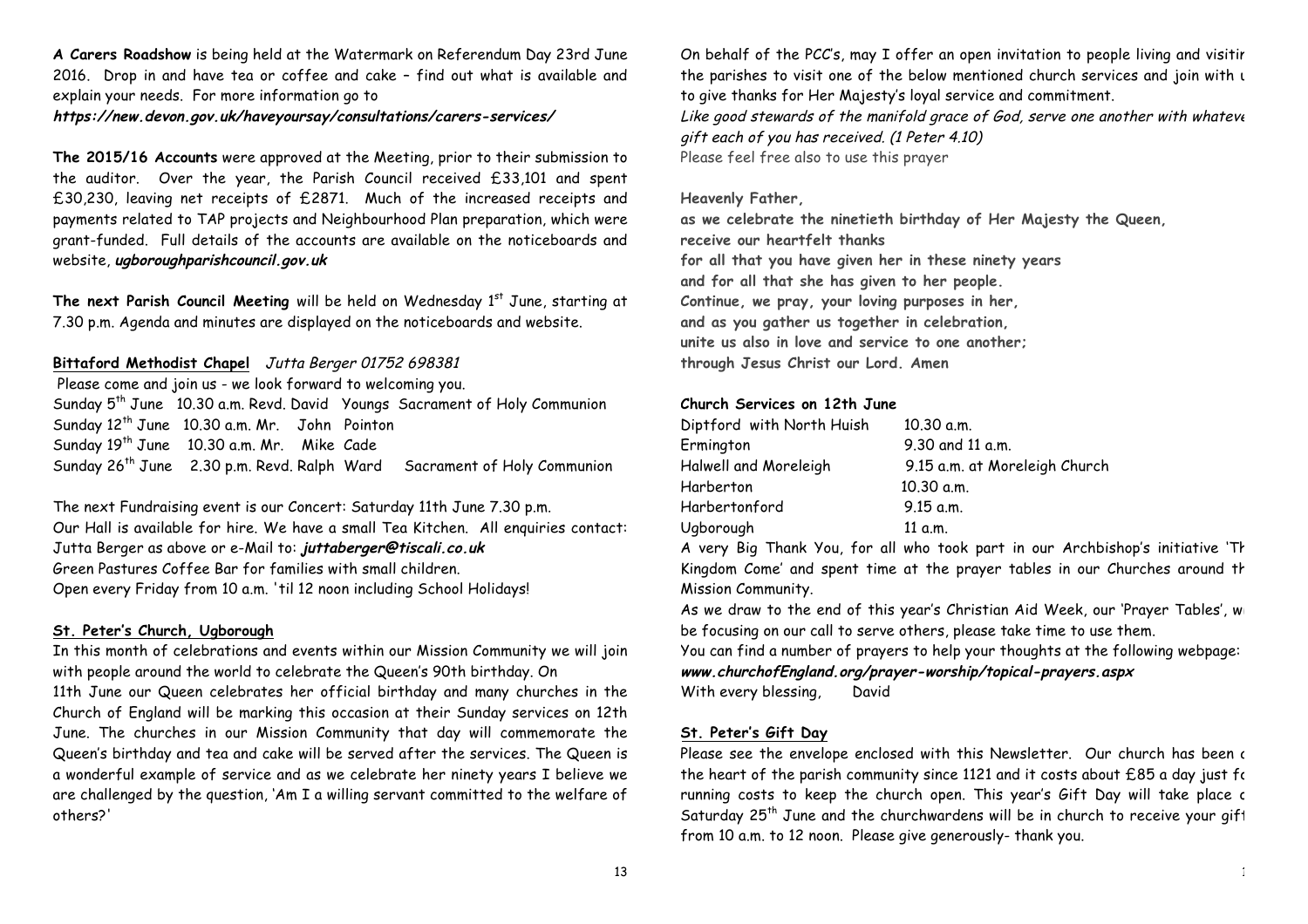**A Carers Roadshow** is being held at the Watermark on Referendum Day 23rd June 2016. Drop in and have tea or coffee and cake – find out what is available and explain your needs. For more information go to

***https://new.devon.gov.uk/haveyoursay/consultations/carers-services/***

**The 2015/16 Accounts** were approved at the Meeting, prior to their submission to the auditor. Over the year, the Parish Council received £33,101 and spent £30,230, leaving net receipts of £2871. Much of the increased receipts and payments related to TAP projects and Neighbourhood Plan preparation, which were grant-funded. Full details of the accounts are available on the noticeboards and website, ***ugboroughparishcouncil.gov.uk***

**The next Parish Council Meeting** will be held on Wednesday 1st June, starting at 7.30 p.m. Agenda and minutes are displayed on the noticeboards and website.

**Bittaford Methodist Chapel** *Jutta Berger 01752 698381*

Please come and join us - we look forward to welcoming you.

Sunday 5th June 10.30 a.m. Revd. David Youngs Sacrament of Holy Communion
Sunday 12th June 10.30 a.m. Mr. John Pointon
Sunday 19th June 10.30 a.m. Mr. Mike Cade
Sunday 26th June 2.30 p.m. Revd. Ralph Ward Sacrament of Holy Communion

The next Fundraising event is our Concert: Saturday 11th June 7.30 p.m.
Our Hall is available for hire. We have a small Tea Kitchen. All enquiries contact: Jutta Berger as above or e-Mail to: ***juttaberger@tiscali.co.uk***
Green Pastures Coffee Bar for families with small children.
Open every Friday from 10 a.m. 'til 12 noon including School Holidays!

**St. Peter's Church, Ugborough**

In this month of celebrations and events within our Mission Community we will join with people around the world to celebrate the Queen's 90th birthday. On 11th June our Queen celebrates her official birthday and many churches in the Church of England will be marking this occasion at their Sunday services on 12th June. The churches in our Mission Community that day will commemorate the Queen's birthday and tea and cake will be served after the services. The Queen is a wonderful example of service and as we celebrate her ninety years I believe we are challenged by the question, 'Am I a willing servant committed to the welfare of others?'

On behalf of the PCC's, may I offer an open invitation to people living and visitin the parishes to visit one of the below mentioned church services and join with u to give thanks for Her Majesty's loyal service and commitment.
*Like good stewards of the manifold grace of God, serve one another with whateve gift each of you has received. (1 Peter 4.10)*
Please feel free also to use this prayer

**Heavenly Father,**
**as we celebrate the ninetieth birthday of Her Majesty the Queen,**
**receive our heartfelt thanks**
**for all that you have given her in these ninety years**
**and for all that she has given to her people.**
**Continue, we pray, your loving purposes in her,**
**and as you gather us together in celebration,**
**unite us also in love and service to one another;**
**through Jesus Christ our Lord. Amen**

**Church Services on 12th June**

| | |
|---|---|
| Diptford with North Huish | 10.30 a.m. |
| Ermington | 9.30 and 11 a.m. |
| Halwell and Moreleigh | 9.15 a.m. at Moreleigh Church |
| Harberton | 10.30 a.m. |
| Harbertonford | 9.15 a.m. |
| Ugborough | 11 a.m. |

A very Big Thank You, for all who took part in our Archbishop's initiative 'Th Kingdom Come' and spent time at the prayer tables in our Churches around th Mission Community.

As we draw to the end of this year's Christian Aid Week, our 'Prayer Tables', w be focusing on our call to serve others, please take time to use them.

You can find a number of prayers to help your thoughts at the following webpage:
***www.churchofEngland.org/prayer-worship/topical-prayers.aspx***

With every blessing, David

**St. Peter's Gift Day**

Please see the envelope enclosed with this Newsletter. Our church has been a the heart of the parish community since 1121 and it costs about £85 a day just fo running costs to keep the church open. This year's Gift Day will take place o Saturday 25th June and the churchwardens will be in church to receive your gift from 10 a.m. to 12 noon. Please give generously- thank you.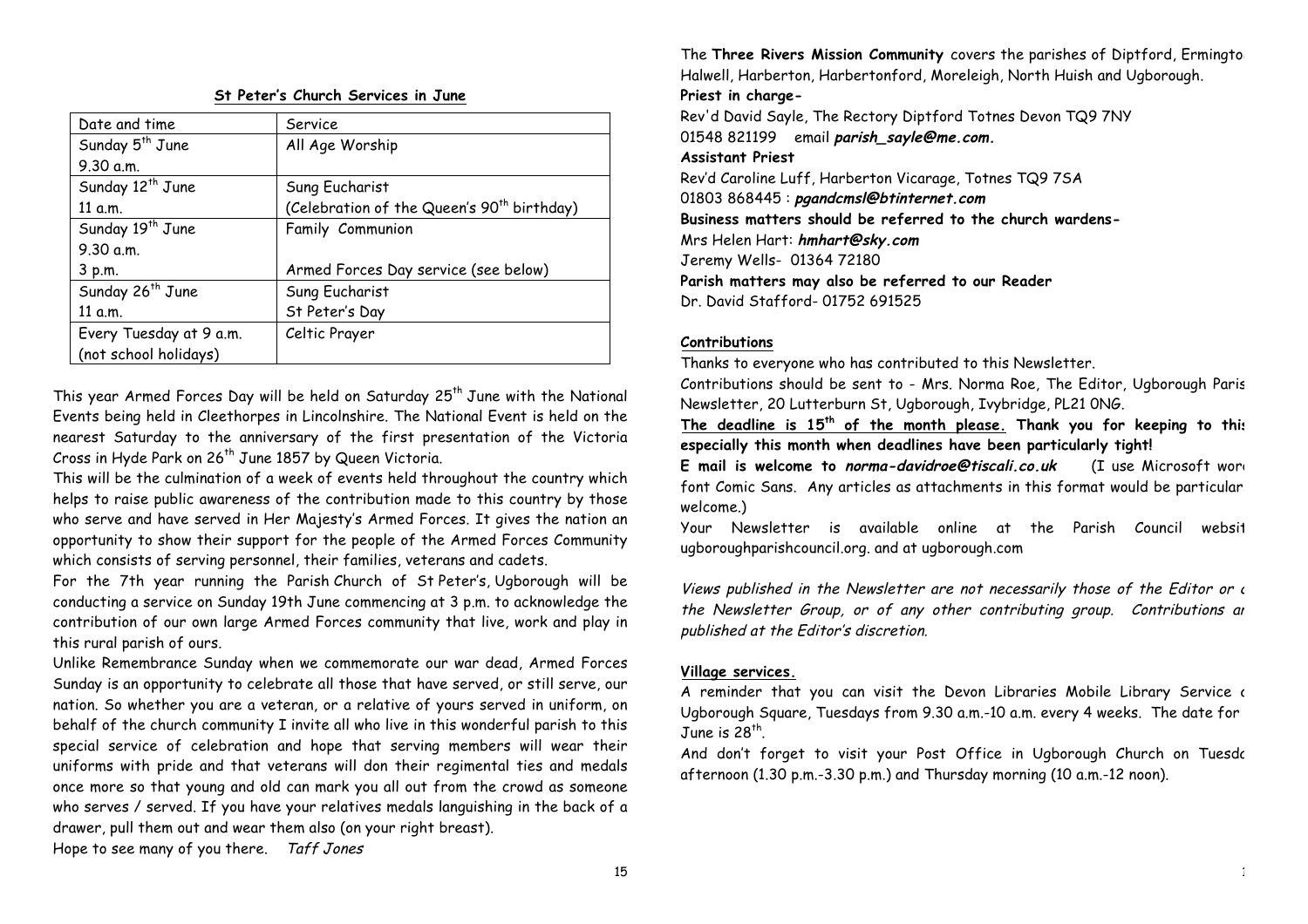**St Peter's Church Services in June**

| Date and time | Service |
|---|---|
| Sunday 5th June 9.30 a.m. | All Age Worship |
| Sunday 12th June 11 a.m. | Sung Eucharist (Celebration of the Queen's 90th birthday) |
| Sunday 19th June 9.30 a.m. 3 p.m. | Family Communion Armed Forces Day service (see below) |
| Sunday 26th June 11 a.m. | Sung Eucharist St Peter's Day |
| Every Tuesday at 9 a.m. (not school holidays) | Celtic Prayer |

This year Armed Forces Day will be held on Saturday 25th June with the National Events being held in Cleethorpes in Lincolnshire. The National Event is held on the nearest Saturday to the anniversary of the first presentation of the Victoria Cross in Hyde Park on 26th June 1857 by Queen Victoria.

This will be the culmination of a week of events held throughout the country which helps to raise public awareness of the contribution made to this country by those who serve and have served in Her Majesty's Armed Forces. It gives the nation an opportunity to show their support for the people of the Armed Forces Community which consists of serving personnel, their families, veterans and cadets.

For the 7th year running the Parish Church of St Peter's, Ugborough will be conducting a service on Sunday 19th June commencing at 3 p.m. to acknowledge the contribution of our own large Armed Forces community that live, work and play in this rural parish of ours.

Unlike Remembrance Sunday when we commemorate our war dead, Armed Forces Sunday is an opportunity to celebrate all those that have served, or still serve, our nation. So whether you are a veteran, or a relative of yours served in uniform, on behalf of the church community I invite all who live in this wonderful parish to this special service of celebration and hope that serving members will wear their uniforms with pride and that veterans will don their regimental ties and medals once more so that young and old can mark you all out from the crowd as someone who serves / served. If you have your relatives medals languishing in the back of a drawer, pull them out and wear them also (on your right breast).

Hope to see many of you there. *Taff Jones*

The **Three Rivers Mission Community** covers the parishes of Diptford, Ermingto Halwell, Harberton, Harbertonford, Moreleigh, North Huish and Ugborough.

**Priest in charge-**
Rev'd David Sayle, The Rectory Diptford Totnes Devon TQ9 7NY
01548 821199 email ***parish_sayle@me.com.***

**Assistant Priest**
Rev'd Caroline Luff, Harberton Vicarage, Totnes TQ9 7SA
01803 868445 : ***pgandcmsl@btinternet.com***

**Business matters should be referred to the church wardens-**
Mrs Helen Hart: ***hmhart@sky.com***
Jeremy Wells- 01364 72180

**Parish matters may also be referred to our Reader**
Dr. David Stafford- 01752 691525

**Contributions**

Thanks to everyone who has contributed to this Newsletter.

Contributions should be sent to - Mrs. Norma Roe, The Editor, Ugborough Paris Newsletter, 20 Lutterburn St, Ugborough, Ivybridge, PL21 0NG.

**The deadline is 15th of the month please. Thank you for keeping to thi especially this month when deadlines have been particularly tight!**

**E mail is welcome to *norma-davidroe@tiscali.co.uk*** (I use Microsoft wor font Comic Sans. Any articles as attachments in this format would be particular welcome.)

Your Newsletter is available online at the Parish Council websit ugboroughparishcouncil.org. and at ugborough.com

*Views published in the Newsletter are not necessarily those of the Editor or the Newsletter Group, or of any other contributing group. Contributions ar published at the Editor's discretion.*

**Village services.**

A reminder that you can visit the Devon Libraries Mobile Library Service Ugborough Square, Tuesdays from 9.30 a.m.-10 a.m. every 4 weeks. The date for June is 28th.

And don't forget to visit your Post Office in Ugborough Church on Tuesd afternoon (1.30 p.m.-3.30 p.m.) and Thursday morning (10 a.m.-12 noon).